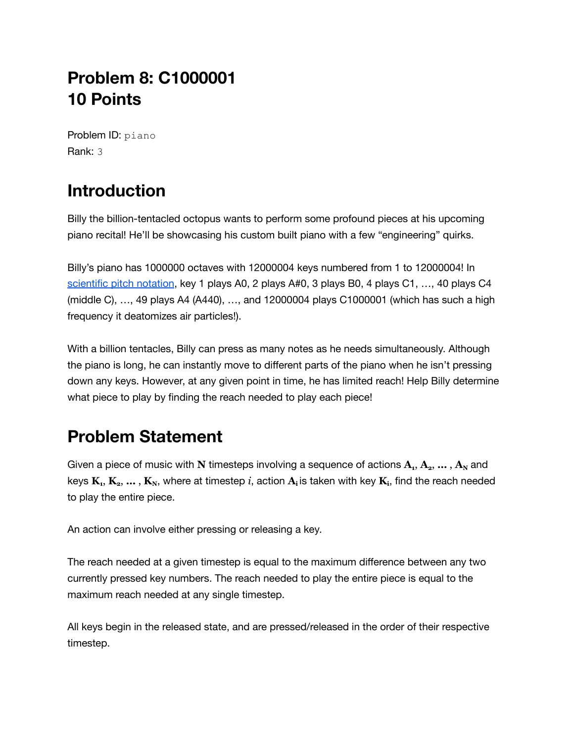# Problem 8: C1000001
# 10 Points

Problem ID: piano
Rank: 3

## Introduction

Billy the billion-tentacled octopus wants to perform some profound pieces at his upcoming piano recital! He'll be showcasing his custom built piano with a few "engineering" quirks.

Billy's piano has 1000000 octaves with 12000004 keys numbered from 1 to 12000004! In scientific pitch notation, key 1 plays A0, 2 plays A#0, 3 plays B0, 4 plays C1, …, 40 plays C4 (middle C), …, 49 plays A4 (A440), …, and 12000004 plays C1000001 (which has such a high frequency it deatomizes air particles!).

With a billion tentacles, Billy can press as many notes as he needs simultaneously. Although the piano is long, he can instantly move to different parts of the piano when he isn't pressing down any keys. However, at any given point in time, he has limited reach! Help Billy determine what piece to play by finding the reach needed to play each piece!

## Problem Statement

Given a piece of music with $\mathbf{N}$ timesteps involving a sequence of actions $\mathbf{A_1}, \mathbf{A_2}, \ldots, \mathbf{A_N}$ and keys $\mathbf{K_1}, \mathbf{K_2}, \ldots, \mathbf{K_N}$, where at timestep $i$, action $\mathbf{A_i}$ is taken with key $\mathbf{K_i}$, find the reach needed to play the entire piece.

An action can involve either pressing or releasing a key.

The reach needed at a given timestep is equal to the maximum difference between any two currently pressed key numbers. The reach needed to play the entire piece is equal to the maximum reach needed at any single timestep.

All keys begin in the released state, and are pressed/released in the order of their respective timestep.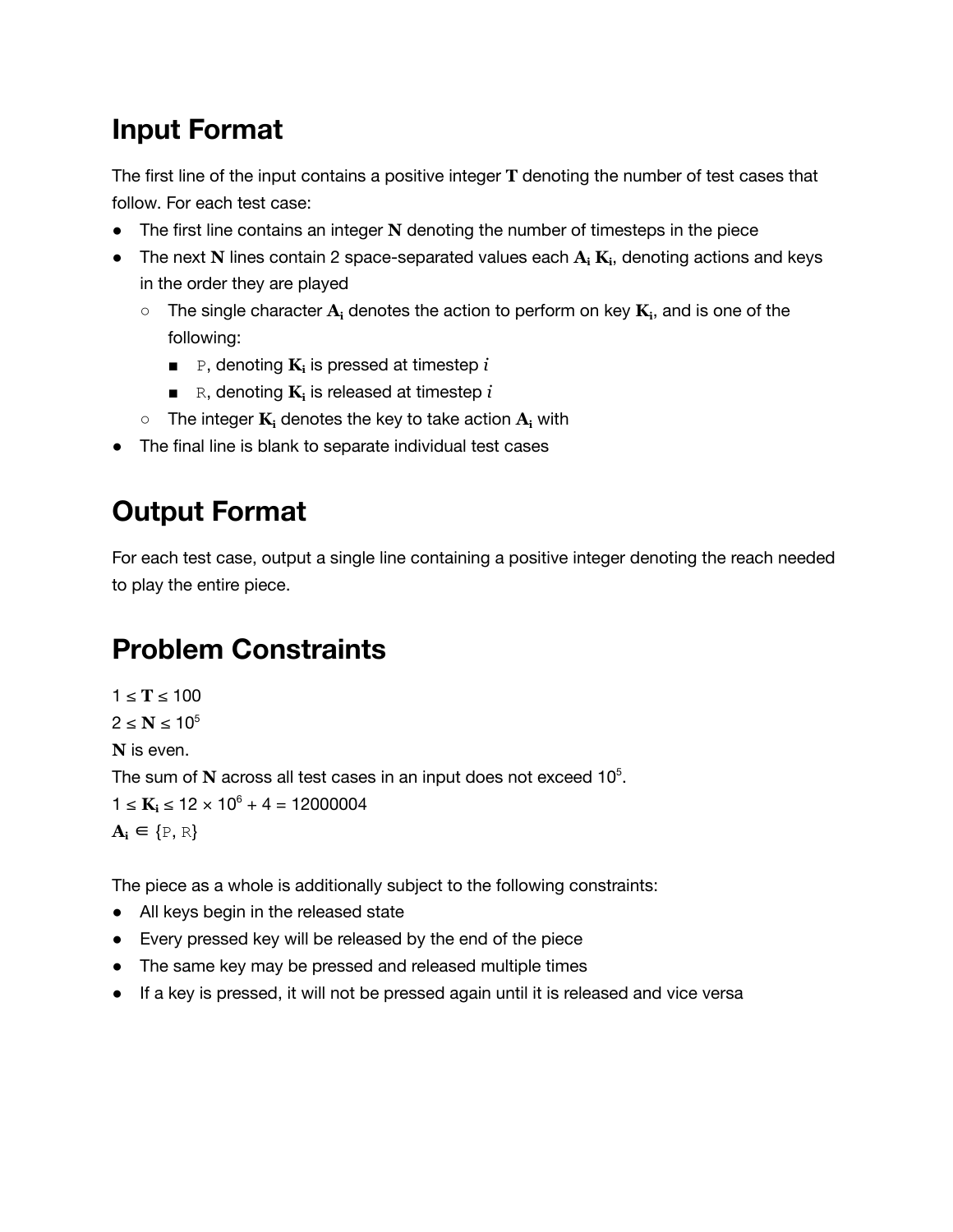## Input Format

The first line of the input contains a positive integer $\mathbf{T}$ denoting the number of test cases that follow. For each test case:

- The first line contains an integer $\mathbf{N}$ denoting the number of timesteps in the piece
- The next $\mathbf{N}$ lines contain 2 space-separated values each $\mathbf{A_i}$ $\mathbf{K_i}$, denoting actions and keys in the order they are played
  - The single character $\mathbf{A_i}$ denotes the action to perform on key $\mathbf{K_i}$, and is one of the following:
    - `P`, denoting $\mathbf{K_i}$ is pressed at timestep $i$
    - `R`, denoting $\mathbf{K_i}$ is released at timestep $i$
  - The integer $\mathbf{K_i}$ denotes the key to take action $\mathbf{A_i}$ with
- The final line is blank to separate individual test cases

## Output Format

For each test case, output a single line containing a positive integer denoting the reach needed to play the entire piece.

## Problem Constraints

$1 \le \mathbf{T} \le 100$

$2 \le \mathbf{N} \le 10^5$

$\mathbf{N}$ is even.

The sum of $\mathbf{N}$ across all test cases in an input does not exceed $10^5$.

$1 \le \mathbf{K_i} \le 12 \times 10^6 + 4 = 12000004$

$\mathbf{A_i} \in \{$`P`, `R`$\}$

The piece as a whole is additionally subject to the following constraints:

- All keys begin in the released state
- Every pressed key will be released by the end of the piece
- The same key may be pressed and released multiple times
- If a key is pressed, it will not be pressed again until it is released and vice versa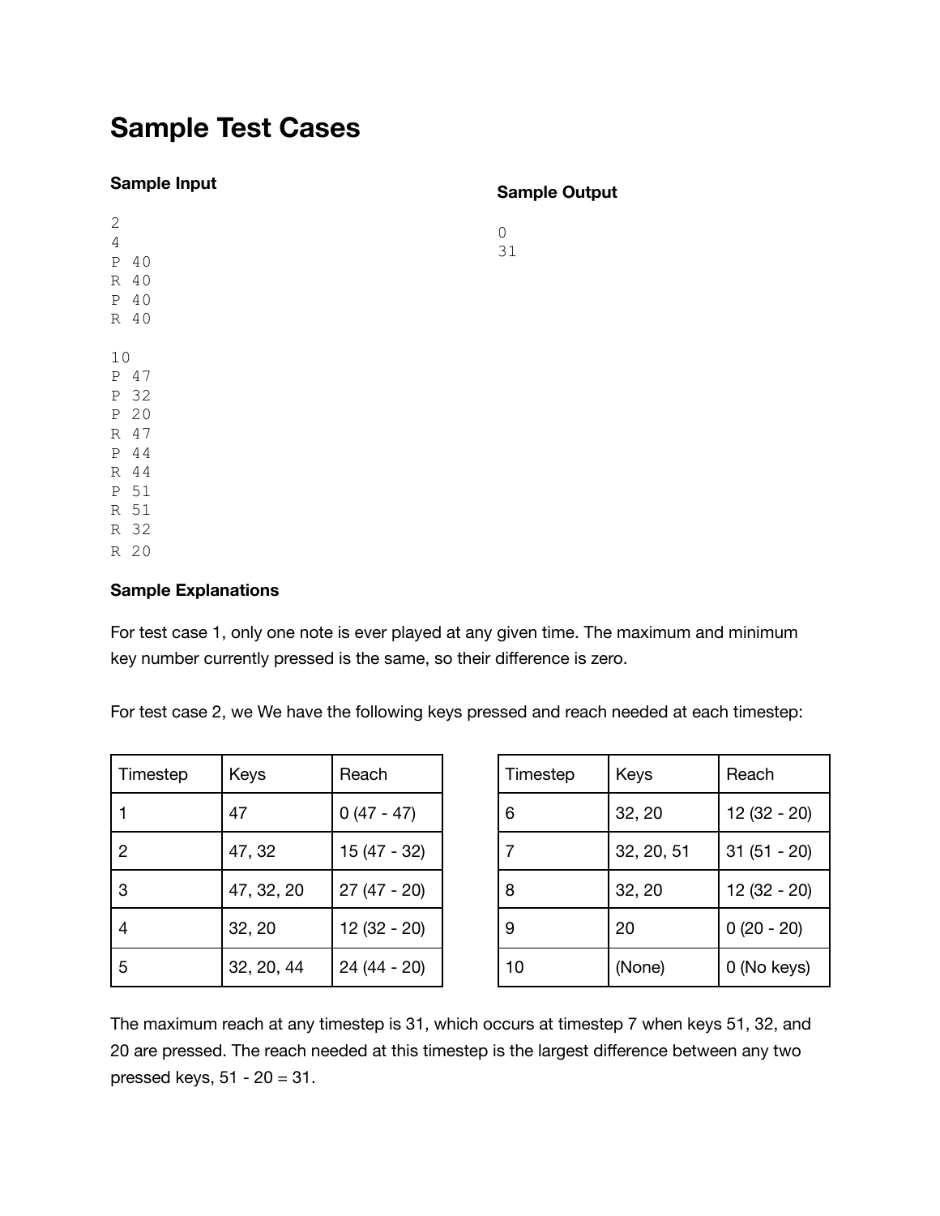# Sample Test Cases

**Sample Input**

```
2
4
P 40
R 40
P 40
R 40

10
P 47
P 32
P 20
R 47
P 44
R 44
P 51
R 51
R 32
R 20
```

**Sample Output**

```
0
31
```

**Sample Explanations**

For test case 1, only one note is ever played at any given time. The maximum and minimum key number currently pressed is the same, so their difference is zero.

For test case 2, we We have the following keys pressed and reach needed at each timestep:

| Timestep | Keys | Reach |
|---|---|---|
| 1 | 47 | 0 (47 - 47) |
| 2 | 47, 32 | 15 (47 - 32) |
| 3 | 47, 32, 20 | 27 (47 - 20) |
| 4 | 32, 20 | 12 (32 - 20) |
| 5 | 32, 20, 44 | 24 (44 - 20) |

| Timestep | Keys | Reach |
|---|---|---|
| 6 | 32, 20 | 12 (32 - 20) |
| 7 | 32, 20, 51 | 31 (51 - 20) |
| 8 | 32, 20 | 12 (32 - 20) |
| 9 | 20 | 0 (20 - 20) |
| 10 | (None) | 0 (No keys) |

The maximum reach at any timestep is 31, which occurs at timestep 7 when keys 51, 32, and 20 are pressed. The reach needed at this timestep is the largest difference between any two pressed keys, 51 - 20 = 31.